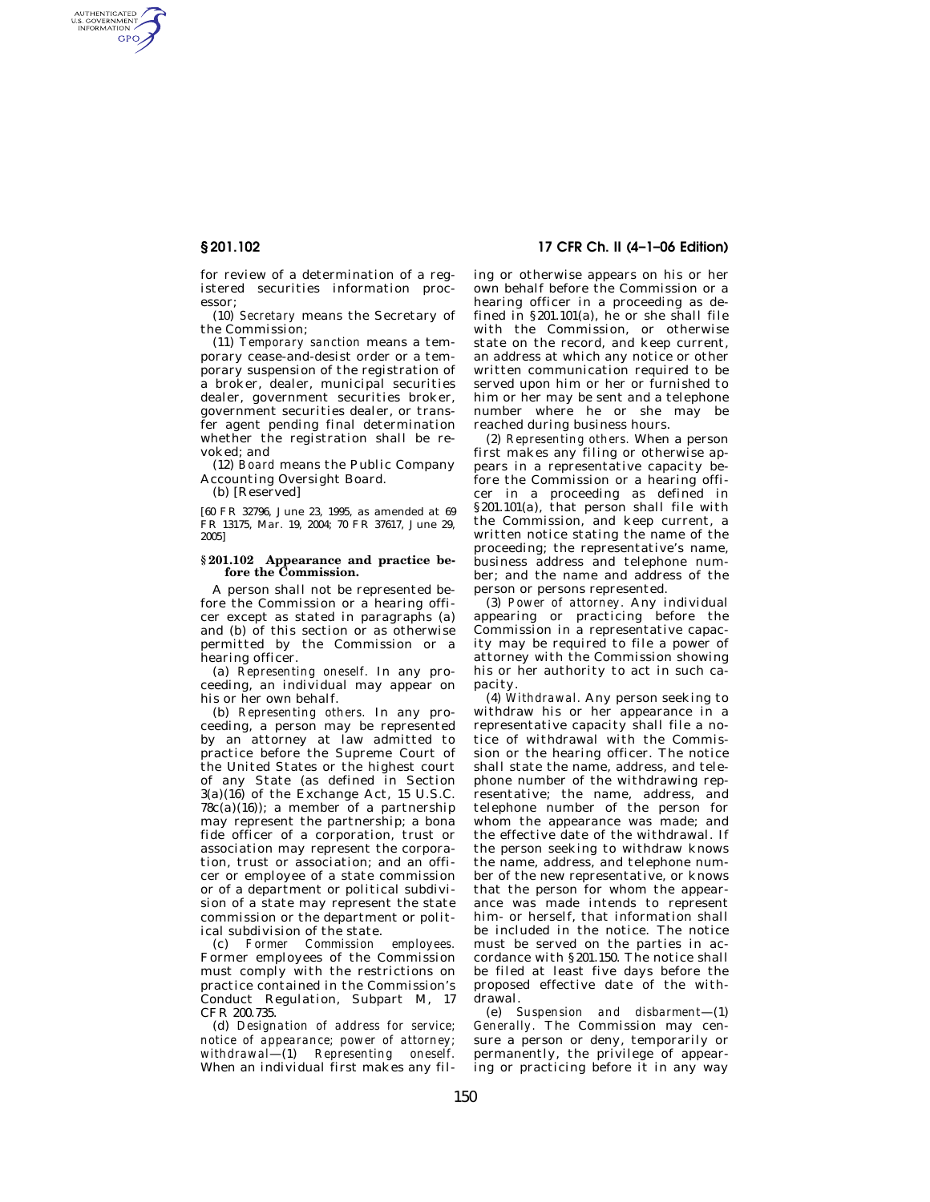for review of a determination of a registered securities information processor;

(10) *Secretary* means the Secretary of the Commission;

(11) *Temporary sanction* means a temporary cease-and-desist order or a temporary suspension of the registration of a broker, dealer, municipal securities dealer, government securities broker, government securities dealer, or transfer agent pending final determination whether the registration shall be revoked; and

(12) *Board* means the Public Company Accounting Oversight Board.

(b) [Reserved]

[60 FR 32796, June 23, 1995, as amended at 69 FR 13175, Mar. 19, 2004; 70 FR 37617, June 29, 2005]

### § 201.102 Appearance and practice before the Commission.

A person shall not be represented before the Commission or a hearing officer except as stated in paragraphs (a) and (b) of this section or as otherwise permitted by the Commission or a hearing officer.

(a) *Representing oneself.* In any proceeding, an individual may appear on his or her own behalf.

(b) *Representing others.* In any proceeding, a person may be represented by an attorney at law admitted to practice before the Supreme Court of the United States or the highest court of any State (as defined in Section 3(a)(16) of the Exchange Act, 15 U.S.C. 78c(a)(16)); a member of a partnership may represent the partnership; a bona fide officer of a corporation, trust or association may represent the corporation, trust or association; and an officer or employee of a state commission or of a department or political subdivision of a state may represent the state commission or the department or political subdivision of the state.

(c) *Former Commission employees.* Former employees of the Commission must comply with the restrictions on practice contained in the Commission's Conduct Regulation, Subpart M, 17 CFR 200.735.

(d) *Designation of address for service; notice of appearance; power of attorney; withdrawal*—(1) *Representing oneself.* When an individual first makes any filing or otherwise appears on his or her own behalf before the Commission or a hearing officer in a proceeding as defined in § 201.101(a), he or she shall file with the Commission, or otherwise state on the record, and keep current, an address at which any notice or other written communication required to be served upon him or her or furnished to him or her may be sent and a telephone number where he or she may be reached during business hours.

(2) *Representing others.* When a person first makes any filing or otherwise appears in a representative capacity before the Commission or a hearing officer in a proceeding as defined in § 201.101(a), that person shall file with the Commission, and keep current, a written notice stating the name of the proceeding; the representative's name, business address and telephone number; and the name and address of the person or persons represented.

(3) *Power of attorney.* Any individual appearing or practicing before the Commission in a representative capacity may be required to file a power of attorney with the Commission showing his or her authority to act in such capacity.

(4) *Withdrawal.* Any person seeking to withdraw his or her appearance in a representative capacity shall file a notice of withdrawal with the Commission or the hearing officer. The notice shall state the name, address, and telephone number of the withdrawing representative; the name, address, and telephone number of the person for whom the appearance was made; and the effective date of the withdrawal. If the person seeking to withdraw knows the name, address, and telephone number of the new representative, or knows that the person for whom the appearance was made intends to represent him- or herself, that information shall be included in the notice. The notice must be served on the parties in accordance with § 201.150. The notice shall be filed at least five days before the proposed effective date of the withdrawal.

(e) *Suspension and disbarment*—(1) *Generally.* The Commission may censure a person or deny, temporarily or permanently, the privilege of appearing or practicing before it in any way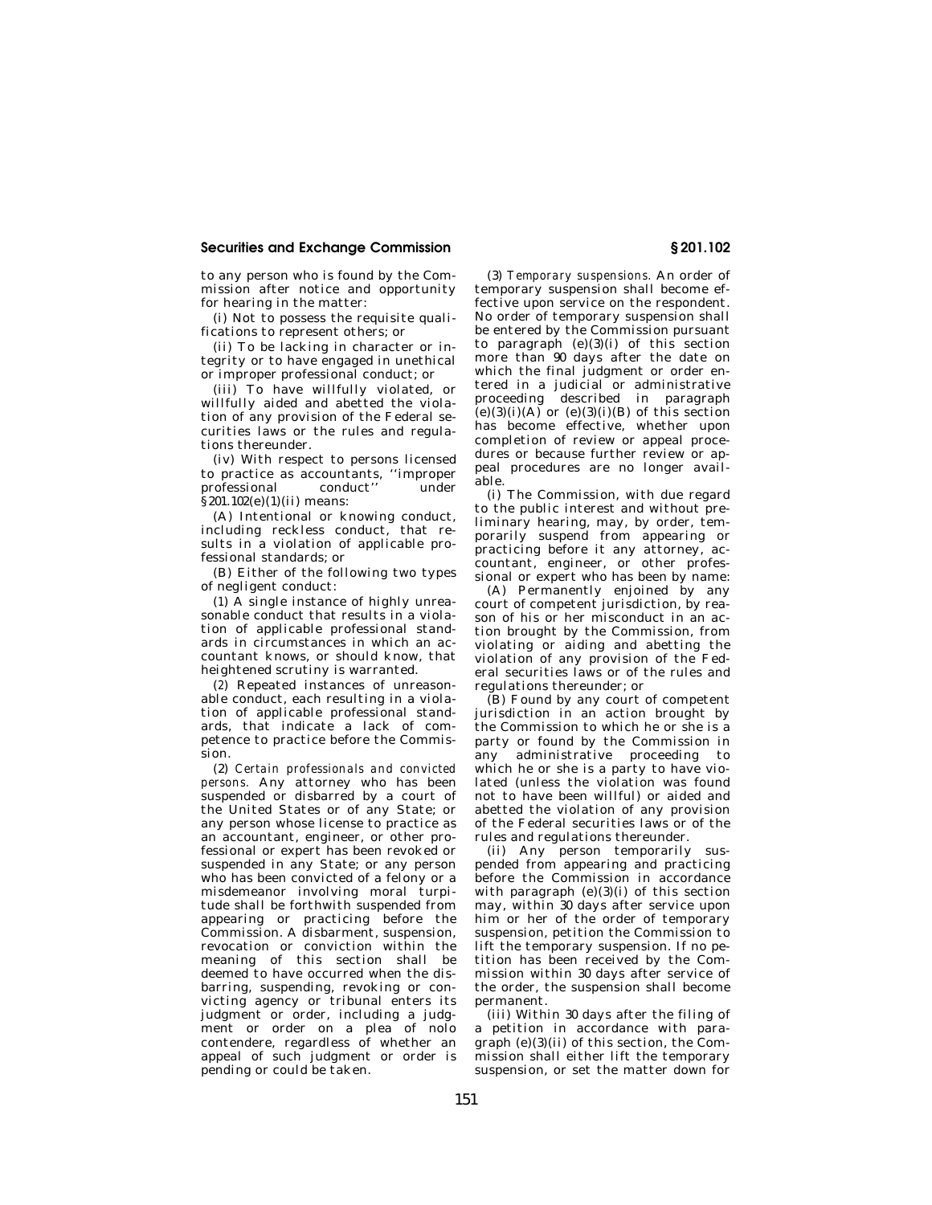to any person who is found by the Commission after notice and opportunity for hearing in the matter:

(i) Not to possess the requisite qualifications to represent others; or

(ii) To be lacking in character or integrity or to have engaged in unethical or improper professional conduct; or

(iii) To have willfully violated, or willfully aided and abetted the violation of any provision of the Federal securities laws or the rules and regulations thereunder.

(iv) With respect to persons licensed to practice as accountants, ''improper professional conduct'' under §201.102(e)(1)(ii) means:

(A) Intentional or knowing conduct, including reckless conduct, that results in a violation of applicable professional standards; or

(B) Either of the following two types of negligent conduct:

(*1*) A single instance of highly unreasonable conduct that results in a violation of applicable professional standards in circumstances in which an accountant knows, or should know, that heightened scrutiny is warranted.

(*2*) Repeated instances of unreasonable conduct, each resulting in a violation of applicable professional standards, that indicate a lack of competence to practice before the Commission.

(2) *Certain professionals and convicted persons.* Any attorney who has been suspended or disbarred by a court of the United States or of any State; or any person whose license to practice as an accountant, engineer, or other professional or expert has been revoked or suspended in any State; or any person who has been convicted of a felony or a misdemeanor involving moral turpitude shall be forthwith suspended from appearing or practicing before the Commission. A disbarment, suspension, revocation or conviction within the meaning of this section shall be deemed to have occurred when the disbarring, suspending, revoking or convicting agency or tribunal enters its judgment or order, including a judgment or order on a plea of nolo contendere, regardless of whether an appeal of such judgment or order is pending or could be taken.

(3) *Temporary suspensions.* An order of temporary suspension shall become effective upon service on the respondent. No order of temporary suspension shall be entered by the Commission pursuant to paragraph (e)(3)(i) of this section more than 90 days after the date on which the final judgment or order entered in a judicial or administrative proceeding described in paragraph (e)(3)(i)(A) or (e)(3)(i)(B) of this section has become effective, whether upon completion of review or appeal procedures or because further review or appeal procedures are no longer available.

(i) The Commission, with due regard to the public interest and without preliminary hearing, may, by order, temporarily suspend from appearing or practicing before it any attorney, accountant, engineer, or other professional or expert who has been by name:

(A) Permanently enjoined by any court of competent jurisdiction, by reason of his or her misconduct in an action brought by the Commission, from violating or aiding and abetting the violation of any provision of the Federal securities laws or of the rules and regulations thereunder; or

(B) Found by any court of competent jurisdiction in an action brought by the Commission to which he or she is a party or found by the Commission in any administrative proceeding to which he or she is a party to have violated (unless the violation was found not to have been willful) or aided and abetted the violation of any provision of the Federal securities laws or of the rules and regulations thereunder.

(ii) Any person temporarily suspended from appearing and practicing before the Commission in accordance with paragraph (e)(3)(i) of this section may, within 30 days after service upon him or her of the order of temporary suspension, petition the Commission to lift the temporary suspension. If no petition has been received by the Commission within 30 days after service of the order, the suspension shall become permanent.

(iii) Within 30 days after the filing of a petition in accordance with paragraph (e)(3)(ii) of this section, the Commission shall either lift the temporary suspension, or set the matter down for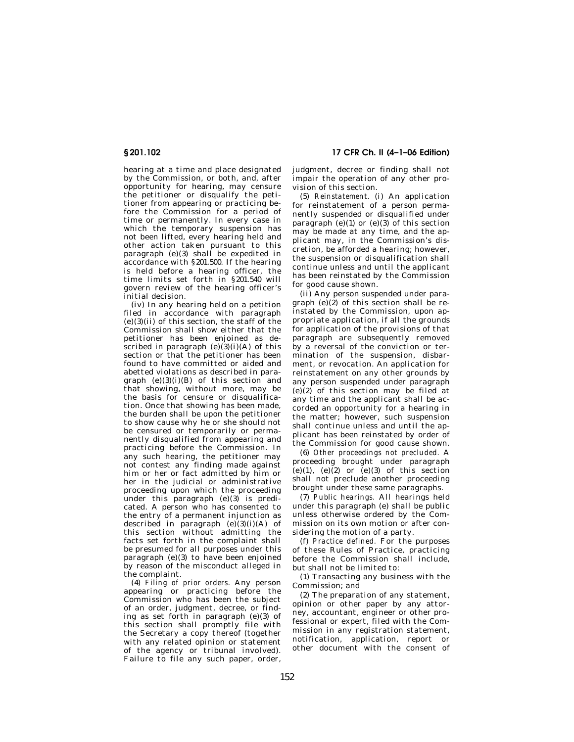hearing at a time and place designated by the Commission, or both, and, after opportunity for hearing, may censure the petitioner or disqualify the petitioner from appearing or practicing before the Commission for a period of time or permanently. In every case in which the temporary suspension has not been lifted, every hearing held and other action taken pursuant to this paragraph (e)(3) shall be expedited in accordance with §201.500. If the hearing is held before a hearing officer, the time limits set forth in §201.540 will govern review of the hearing officer's initial decision.

(iv) In any hearing held on a petition filed in accordance with paragraph (e)(3)(ii) of this section, the staff of the Commission shall show either that the petitioner has been enjoined as described in paragraph (e)(3)(i)(A) of this section or that the petitioner has been found to have committed or aided and abetted violations as described in paragraph (e)(3)(i)(B) of this section and that showing, without more, may be the basis for censure or disqualification. Once that showing has been made, the burden shall be upon the petitioner to show cause why he or she should not be censured or temporarily or permanently disqualified from appearing and practicing before the Commission. In any such hearing, the petitioner may not contest any finding made against him or her or fact admitted by him or her in the judicial or administrative proceeding upon which the proceeding under this paragraph (e)(3) is predicated. A person who has consented to the entry of a permanent injunction as described in paragraph (e)(3)(i)(A) of this section without admitting the facts set forth in the complaint shall be presumed for all purposes under this paragraph (e)(3) to have been enjoined by reason of the misconduct alleged in the complaint.

(4) *Filing of prior orders.* Any person appearing or practicing before the Commission who has been the subject of an order, judgment, decree, or finding as set forth in paragraph (e)(3) of this section shall promptly file with the Secretary a copy thereof (together with any related opinion or statement of the agency or tribunal involved). Failure to file any such paper, order, judgment, decree or finding shall not impair the operation of any other provision of this section.

(5) *Reinstatement.* (i) An application for reinstatement of a person permanently suspended or disqualified under paragraph (e)(1) or (e)(3) of this section may be made at any time, and the applicant may, in the Commission's discretion, be afforded a hearing; however, the suspension or disqualification shall continue unless and until the applicant has been reinstated by the Commission for good cause shown.

(ii) Any person suspended under paragraph (e)(2) of this section shall be reinstated by the Commission, upon appropriate application, if all the grounds for application of the provisions of that paragraph are subsequently removed by a reversal of the conviction or termination of the suspension, disbarment, or revocation. An application for reinstatement on any other grounds by any person suspended under paragraph (e)(2) of this section may be filed at any time and the applicant shall be accorded an opportunity for a hearing in the matter; however, such suspension shall continue unless and until the applicant has been reinstated by order of the Commission for good cause shown.

(6) *Other proceedings not precluded.* A proceeding brought under paragraph (e)(1), (e)(2) or (e)(3) of this section shall not preclude another proceeding brought under these same paragraphs.

(7) *Public hearings.* All hearings held under this paragraph (e) shall be public unless otherwise ordered by the Commission on its own motion or after considering the motion of a party.

(f) *Practice defined.* For the purposes of these Rules of Practice, practicing before the Commission shall include, but shall not be limited to:

(1) Transacting any business with the Commission; and

(2) The preparation of any statement, opinion or other paper by any attorney, accountant, engineer or other professional or expert, filed with the Commission in any registration statement, notification, application, report or other document with the consent of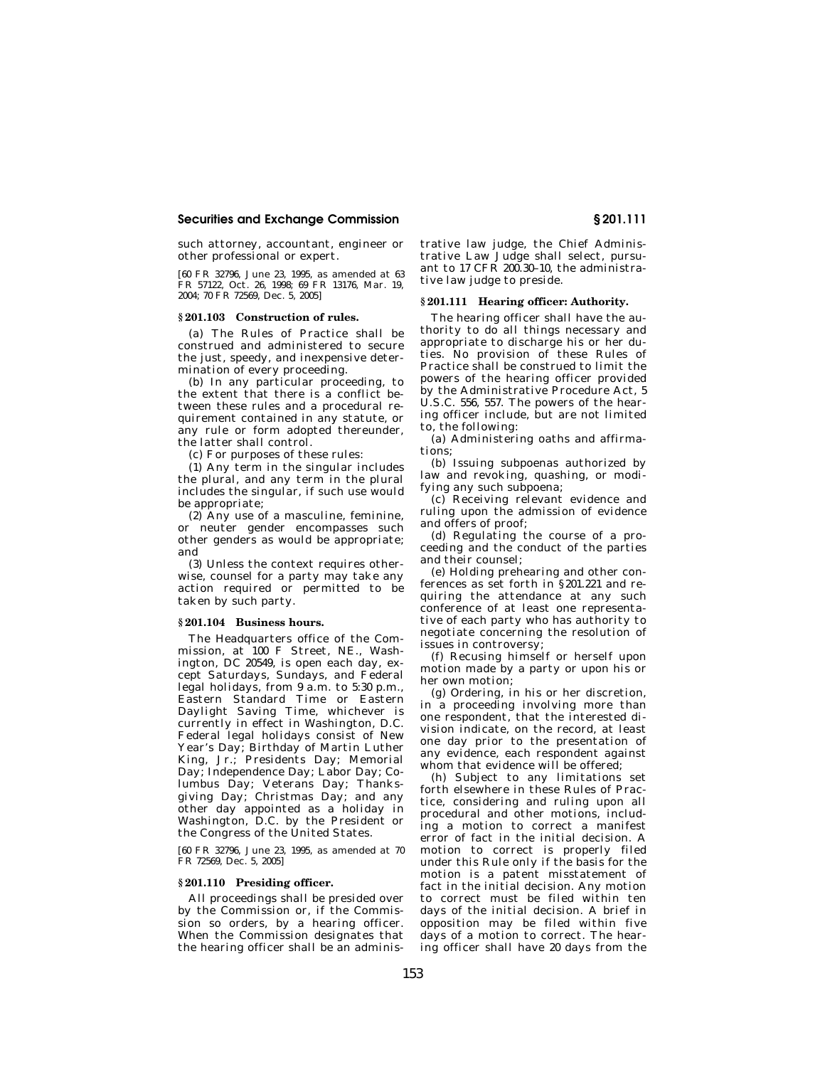such attorney, accountant, engineer or other professional or expert.

[60 FR 32796, June 23, 1995, as amended at 63 FR 57122, Oct. 26, 1998; 69 FR 13176, Mar. 19, 2004; 70 FR 72569, Dec. 5, 2005]

### § 201.103 Construction of rules.

(a) The Rules of Practice shall be construed and administered to secure the just, speedy, and inexpensive determination of every proceeding.

(b) In any particular proceeding, to the extent that there is a conflict between these rules and a procedural requirement contained in any statute, or any rule or form adopted thereunder, the latter shall control.

(c) For purposes of these rules:

(1) Any term in the singular includes the plural, and any term in the plural includes the singular, if such use would be appropriate;

(2) Any use of a masculine, feminine, or neuter gender encompasses such other genders as would be appropriate; and

(3) Unless the context requires otherwise, counsel for a party may take any action required or permitted to be taken by such party.

### § 201.104 Business hours.

The Headquarters office of the Commission, at 100 F Street, NE., Washington, DC 20549, is open each day, except Saturdays, Sundays, and Federal legal holidays, from 9 a.m. to 5:30 p.m., Eastern Standard Time or Eastern Daylight Saving Time, whichever is currently in effect in Washington, D.C. Federal legal holidays consist of New Year's Day; Birthday of Martin Luther King, Jr.; Presidents Day; Memorial Day; Independence Day; Labor Day; Columbus Day; Veterans Day; Thanksgiving Day; Christmas Day; and any other day appointed as a holiday in Washington, D.C. by the President or the Congress of the United States.

[60 FR 32796, June 23, 1995, as amended at 70 FR 72569, Dec. 5, 2005]

### § 201.110 Presiding officer.

All proceedings shall be presided over by the Commission or, if the Commission so orders, by a hearing officer. When the Commission designates that the hearing officer shall be an administrative law judge, the Chief Administrative Law Judge shall select, pursuant to 17 CFR 200.30–10, the administrative law judge to preside.

### § 201.111 Hearing officer: Authority.

The hearing officer shall have the authority to do all things necessary and appropriate to discharge his or her duties. No provision of these Rules of Practice shall be construed to limit the powers of the hearing officer provided by the Administrative Procedure Act, 5 U.S.C. 556, 557. The powers of the hearing officer include, but are not limited to, the following:

(a) Administering oaths and affirmations;

(b) Issuing subpoenas authorized by law and revoking, quashing, or modifying any such subpoena;

(c) Receiving relevant evidence and ruling upon the admission of evidence and offers of proof;

(d) Regulating the course of a proceeding and the conduct of the parties and their counsel;

(e) Holding prehearing and other conferences as set forth in §201.221 and requiring the attendance at any such conference of at least one representative of each party who has authority to negotiate concerning the resolution of issues in controversy;

(f) Recusing himself or herself upon motion made by a party or upon his or her own motion;

(g) Ordering, in his or her discretion, in a proceeding involving more than one respondent, that the interested division indicate, on the record, at least one day prior to the presentation of any evidence, each respondent against whom that evidence will be offered;

(h) Subject to any limitations set forth elsewhere in these Rules of Practice, considering and ruling upon all procedural and other motions, including a motion to correct a manifest error of fact in the initial decision. A motion to correct is properly filed under this Rule only if the basis for the motion is a patent misstatement of fact in the initial decision. Any motion to correct must be filed within ten days of the initial decision. A brief in opposition may be filed within five days of a motion to correct. The hearing officer shall have 20 days from the